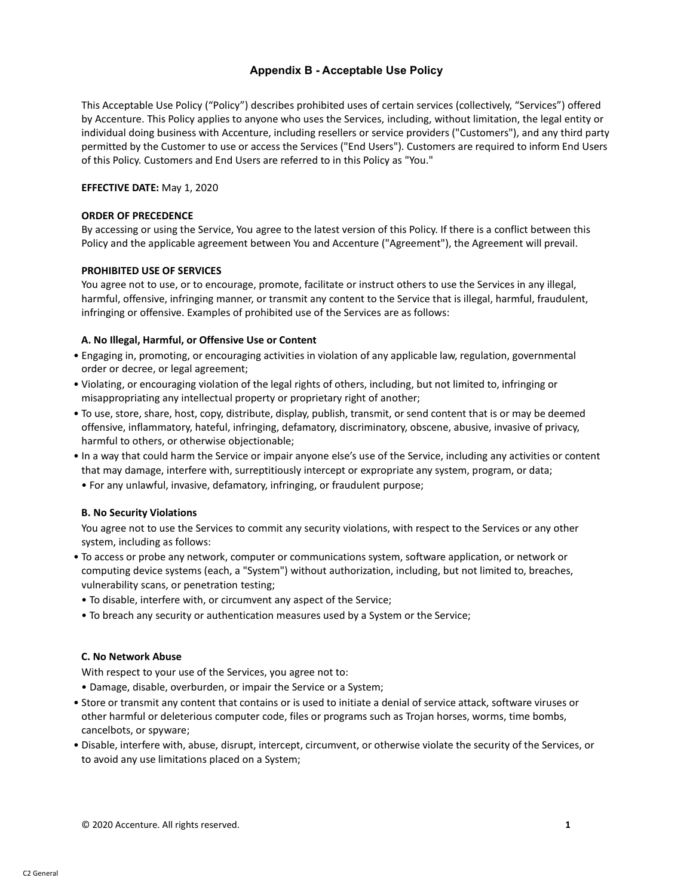# Appendix B - Acceptable Use Policy

This Acceptable Use Policy (“Policy”) describes prohibited uses of certain services (collectively, “Services”) offered by Accenture. This Policy applies to anyone who uses the Services, including, without limitation, the legal entity or individual doing business with Accenture, including resellers or service providers ("Customers"), and any third party permitted by the Customer to use or access the Services ("End Users"). Customers are required to inform End Users of this Policy. Customers and End Users are referred to in this Policy as "You."

**EFFECTIVE DATE:** May 1, 2020

**ORDER OF PRECEDENCE**

By accessing or using the Service, You agree to the latest version of this Policy. If there is a conflict between this Policy and the applicable agreement between You and Accenture ("Agreement"), the Agreement will prevail.

**PROHIBITED USE OF SERVICES**

You agree not to use, or to encourage, promote, facilitate or instruct others to use the Services in any illegal, harmful, offensive, infringing manner, or transmit any content to the Service that is illegal, harmful, fraudulent, infringing or offensive. Examples of prohibited use of the Services are as follows:

**A. No Illegal, Harmful, or Offensive Use or Content**

- Engaging in, promoting, or encouraging activities in violation of any applicable law, regulation, governmental order or decree, or legal agreement;
- Violating, or encouraging violation of the legal rights of others, including, but not limited to, infringing or misappropriating any intellectual property or proprietary right of another;
- To use, store, share, host, copy, distribute, display, publish, transmit, or send content that is or may be deemed offensive, inflammatory, hateful, infringing, defamatory, discriminatory, obscene, abusive, invasive of privacy, harmful to others, or otherwise objectionable;
- In a way that could harm the Service or impair anyone else’s use of the Service, including any activities or content that may damage, interfere with, surreptitiously intercept or expropriate any system, program, or data;
- For any unlawful, invasive, defamatory, infringing, or fraudulent purpose;

**B. No Security Violations**

You agree not to use the Services to commit any security violations, with respect to the Services or any other system, including as follows:

- To access or probe any network, computer or communications system, software application, or network or computing device systems (each, a "System") without authorization, including, but not limited to, breaches, vulnerability scans, or penetration testing;
- To disable, interfere with, or circumvent any aspect of the Service;
- To breach any security or authentication measures used by a System or the Service;

**C. No Network Abuse**

With respect to your use of the Services, you agree not to:

- Damage, disable, overburden, or impair the Service or a System;
- Store or transmit any content that contains or is used to initiate a denial of service attack, software viruses or other harmful or deleterious computer code, files or programs such as Trojan horses, worms, time bombs, cancelbots, or spyware;
- Disable, interfere with, abuse, disrupt, intercept, circumvent, or otherwise violate the security of the Services, or to avoid any use limitations placed on a System;

© 2020 Accenture. All rights reserved.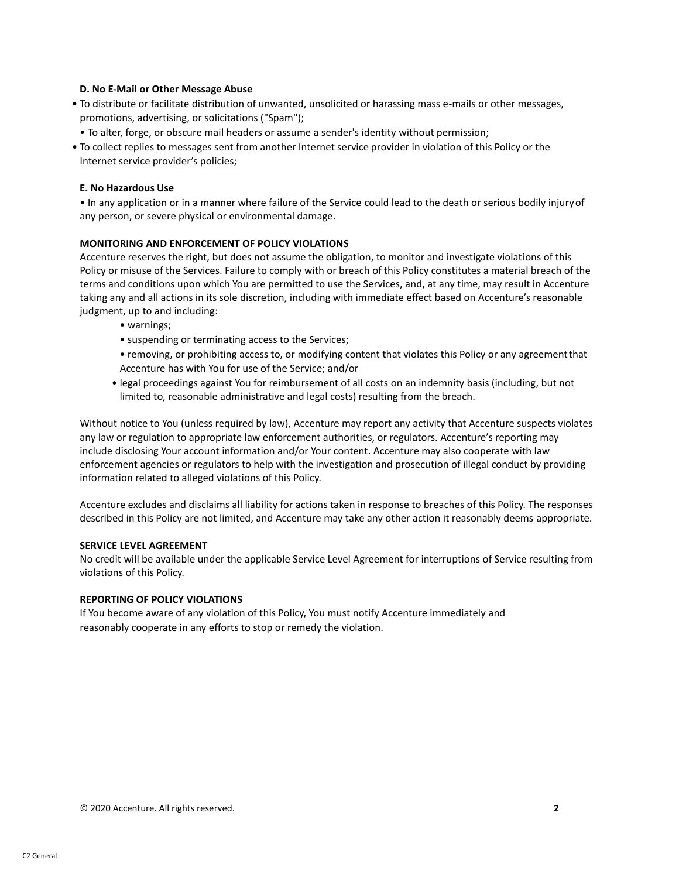**D. No E-Mail or Other Message Abuse**

- To distribute or facilitate distribution of unwanted, unsolicited or harassing mass e-mails or other messages, promotions, advertising, or solicitations ("Spam");
- To alter, forge, or obscure mail headers or assume a sender's identity without permission;
- To collect replies to messages sent from another Internet service provider in violation of this Policy or the Internet service provider's policies;

**E. No Hazardous Use**

- In any application or in a manner where failure of the Service could lead to the death or serious bodily injury of any person, or severe physical or environmental damage.

**MONITORING AND ENFORCEMENT OF POLICY VIOLATIONS**

Accenture reserves the right, but does not assume the obligation, to monitor and investigate violations of this Policy or misuse of the Services. Failure to comply with or breach of this Policy constitutes a material breach of the terms and conditions upon which You are permitted to use the Services, and, at any time, may result in Accenture taking any and all actions in its sole discretion, including with immediate effect based on Accenture's reasonable judgment, up to and including:

- warnings;
- suspending or terminating access to the Services;
- removing, or prohibiting access to, or modifying content that violates this Policy or any agreement that Accenture has with You for use of the Service; and/or
- legal proceedings against You for reimbursement of all costs on an indemnity basis (including, but not limited to, reasonable administrative and legal costs) resulting from the breach.

Without notice to You (unless required by law), Accenture may report any activity that Accenture suspects violates any law or regulation to appropriate law enforcement authorities, or regulators. Accenture's reporting may include disclosing Your account information and/or Your content. Accenture may also cooperate with law enforcement agencies or regulators to help with the investigation and prosecution of illegal conduct by providing information related to alleged violations of this Policy.

Accenture excludes and disclaims all liability for actions taken in response to breaches of this Policy. The responses described in this Policy are not limited, and Accenture may take any other action it reasonably deems appropriate.

**SERVICE LEVEL AGREEMENT**

No credit will be available under the applicable Service Level Agreement for interruptions of Service resulting from violations of this Policy.

**REPORTING OF POLICY VIOLATIONS**

If You become aware of any violation of this Policy, You must notify Accenture immediately and reasonably cooperate in any efforts to stop or remedy the violation.